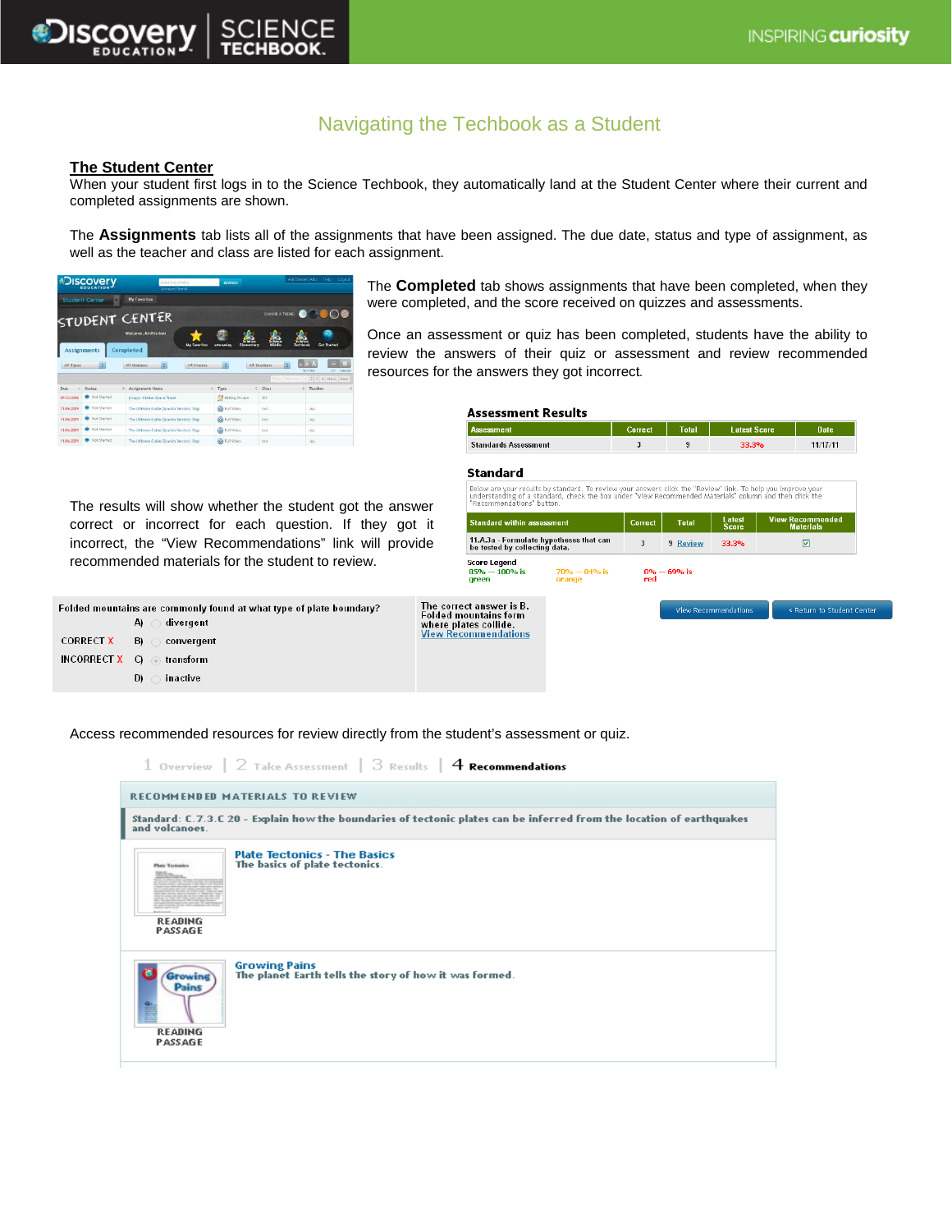# Navigating the Techbook as a Student

## The Student Center

When your student first logs in to the Science Techbook, they automatically land at the Student Center where their current and completed assignments are shown.

The **Assignments** tab lists all of the assignments that have been assigned. The due date, status and type of assignment, as well as the teacher and class are listed for each assignment.

The **Completed** tab shows assignments that have been completed, when they were completed, and the score received on quizzes and assessments.

Once an assessment or quiz has been completed, students have the ability to review the answers of their quiz or assessment and review recommended resources for the answers they got incorrect.

**Assessment Results**

| Assessment | Correct | Total | Latest Score | Date |
|---|---|---|---|---|
| Standards Assessment | 3 | 9 | 33.3% | 11/17/11 |

**Standard**

Below are your results by standard. To review your answers click the "Review" link. To help you improve your understanding of a standard, check the box under "View Recommended Materials" column and then click the "Recommendations" button.

| Standard within assessment | Correct | Total | Latest Score | View Recommended Materials |
|---|---|---|---|---|
| 11.A.3a - Formulate hypotheses that can be tested by collecting data. | 3 | 9 Review | 33.3% | ☑ |

Score Legend
85% — 100% is green | 70% — 84% is orange | 0% — 69% is red

The results will show whether the student got the answer correct or incorrect for each question. If they got it incorrect, the "View Recommendations" link will provide recommended materials for the student to review.

Folded mountains are commonly found at what type of plate boundary?

- A) divergent
- CORRECT X B) convergent
- INCORRECT X C) transform
- D) inactive

The correct answer is B. Folded mountains form where plates collide.
View Recommendations

View Recommendations | < Return to Student Center

Access recommended resources for review directly from the student's assessment or quiz.

1 Overview | 2 Take Assessment | 3 Results | 4 **Recommendations**

**RECOMMENDED MATERIALS TO REVIEW**

Standard: C.7.3.C 20 - Explain how the boundaries of tectonic plates can be inferred from the location of earthquakes and volcanoes.

**Plate Tectonics - The Basics**
The basics of plate tectonics.
READING PASSAGE

**Growing Pains**
The planet Earth tells the story of how it was formed.
READING PASSAGE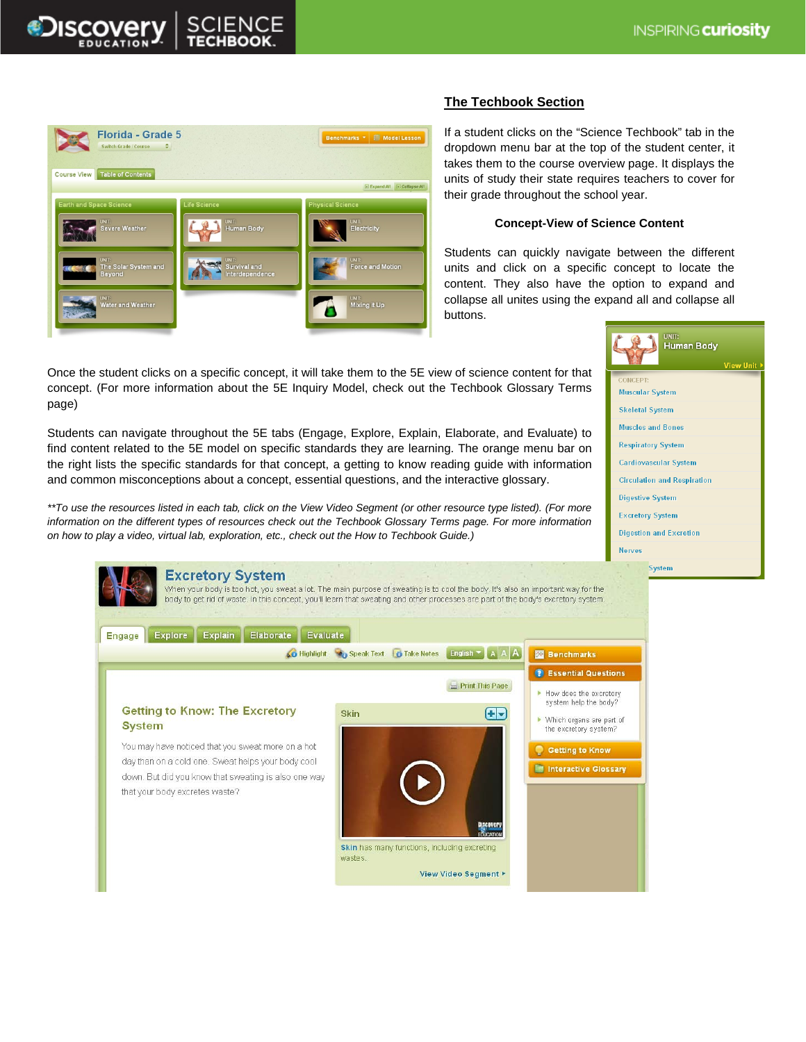## The Techbook Section

If a student clicks on the "Science Techbook" tab in the dropdown menu bar at the top of the student center, it takes them to the course overview page. It displays the units of study their state requires teachers to cover for their grade throughout the school year.

**Concept-View of Science Content**

Students can quickly navigate between the different units and click on a specific concept to locate the content. They also have the option to expand and collapse all unites using the expand all and collapse all buttons.

Once the student clicks on a specific concept, it will take them to the 5E view of science content for that concept. (For more information about the 5E Inquiry Model, check out the Techbook Glossary Terms page)

Students can navigate throughout the 5E tabs (Engage, Explore, Explain, Elaborate, and Evaluate) to find content related to the 5E model on specific standards they are learning. The orange menu bar on the right lists the specific standards for that concept, a getting to know reading guide with information and common misconceptions about a concept, essential questions, and the interactive glossary.

*\*\*To use the resources listed in each tab, click on the View Video Segment (or other resource type listed). (For more information on the different types of resources check out the Techbook Glossary Terms page. For more information on how to play a video, virtual lab, exploration, etc., check out the How to Techbook Guide.)*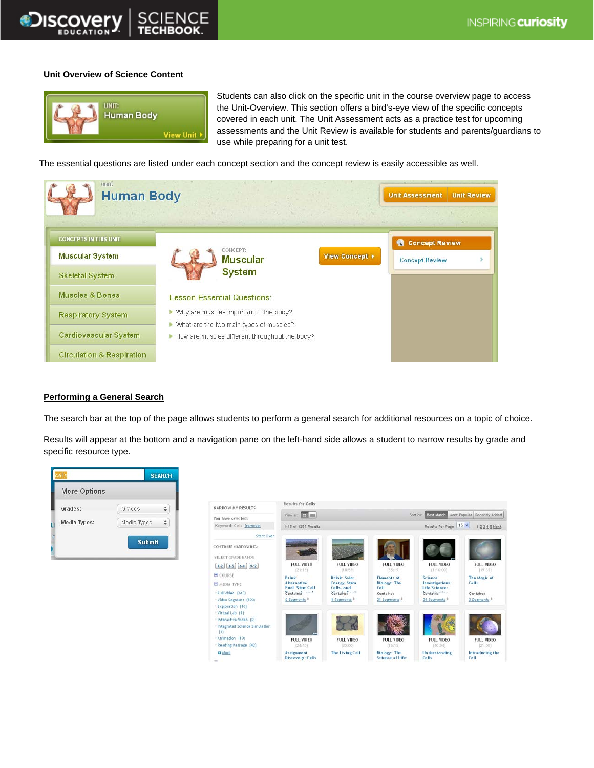## Unit Overview of Science Content

Students can also click on the specific unit in the course overview page to access the Unit-Overview. This section offers a bird's-eye view of the specific concepts covered in each unit. The Unit Assessment acts as a practice test for upcoming assessments and the Unit Review is available for students and parents/guardians to use while preparing for a unit test.

The essential questions are listed under each concept section and the concept review is easily accessible as well.

## Performing a General Search

The search bar at the top of the page allows students to perform a general search for additional resources on a topic of choice.

Results will appear at the bottom and a navigation pane on the left-hand side allows a student to narrow results by grade and specific resource type.